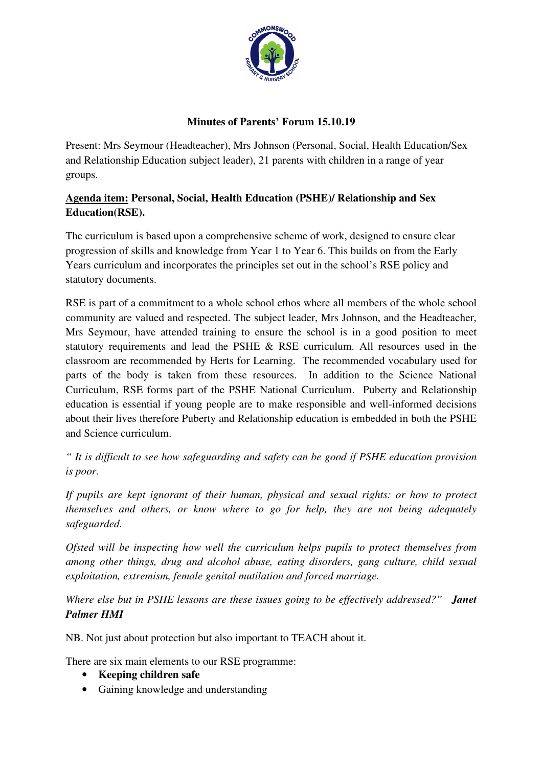# Minutes of Parents' Forum 15.10.19

Present: Mrs Seymour (Headteacher), Mrs Johnson (Personal, Social, Health Education/Sex and Relationship Education subject leader), 21 parents with children in a range of year groups.

**<u>Agenda item:</u> Personal, Social, Health Education (PSHE)/ Relationship and Sex Education(RSE).**

The curriculum is based upon a comprehensive scheme of work, designed to ensure clear progression of skills and knowledge from Year 1 to Year 6. This builds on from the Early Years curriculum and incorporates the principles set out in the school's RSE policy and statutory documents.

RSE is part of a commitment to a whole school ethos where all members of the whole school community are valued and respected. The subject leader, Mrs Johnson, and the Headteacher, Mrs Seymour, have attended training to ensure the school is in a good position to meet statutory requirements and lead the PSHE & RSE curriculum. All resources used in the classroom are recommended by Herts for Learning. The recommended vocabulary used for parts of the body is taken from these resources. In addition to the Science National Curriculum, RSE forms part of the PSHE National Curriculum. Puberty and Relationship education is essential if young people are to make responsible and well-informed decisions about their lives therefore Puberty and Relationship education is embedded in both the PSHE and Science curriculum.

*" It is difficult to see how safeguarding and safety can be good if PSHE education provision is poor.*

*If pupils are kept ignorant of their human, physical and sexual rights: or how to protect themselves and others, or know where to go for help, they are not being adequately safeguarded.*

*Ofsted will be inspecting how well the curriculum helps pupils to protect themselves from among other things, drug and alcohol abuse, eating disorders, gang culture, child sexual exploitation, extremism, female genital mutilation and forced marriage.*

*Where else but in PSHE lessons are these issues going to be effectively addressed?"* ***Janet Palmer HMI***

NB. Not just about protection but also important to TEACH about it.

There are six main elements to our RSE programme:

- **Keeping children safe**
- Gaining knowledge and understanding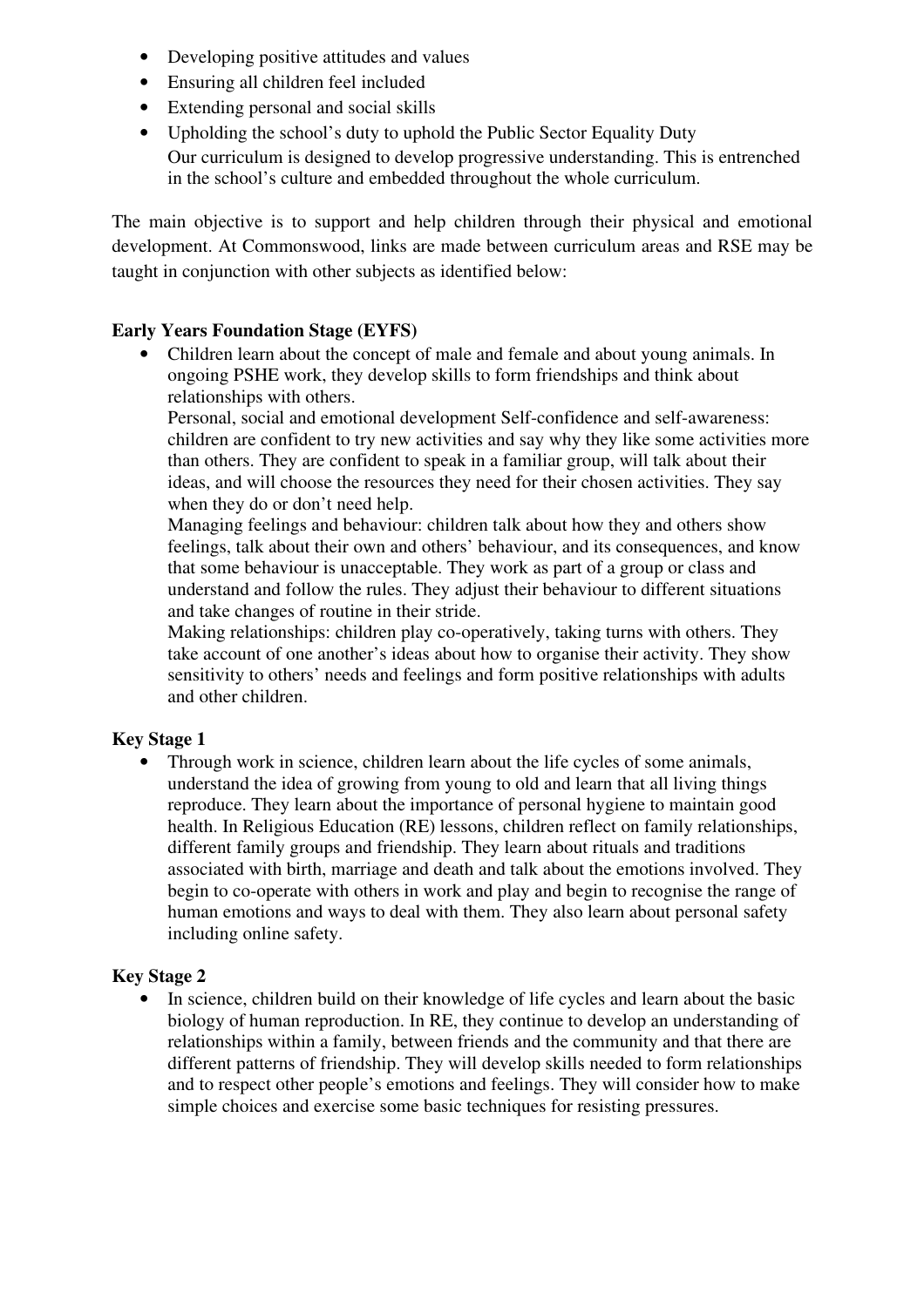- Developing positive attitudes and values
- Ensuring all children feel included
- Extending personal and social skills
- Upholding the school's duty to uphold the Public Sector Equality Duty

  Our curriculum is designed to develop progressive understanding. This is entrenched in the school's culture and embedded throughout the whole curriculum.

The main objective is to support and help children through their physical and emotional development. At Commonswood, links are made between curriculum areas and RSE may be taught in conjunction with other subjects as identified below:

**Early Years Foundation Stage (EYFS)**

- Children learn about the concept of male and female and about young animals. In ongoing PSHE work, they develop skills to form friendships and think about relationships with others.

  Personal, social and emotional development Self-confidence and self-awareness: children are confident to try new activities and say why they like some activities more than others. They are confident to speak in a familiar group, will talk about their ideas, and will choose the resources they need for their chosen activities. They say when they do or don't need help.

  Managing feelings and behaviour: children talk about how they and others show feelings, talk about their own and others' behaviour, and its consequences, and know that some behaviour is unacceptable. They work as part of a group or class and understand and follow the rules. They adjust their behaviour to different situations and take changes of routine in their stride.

  Making relationships: children play co-operatively, taking turns with others. They take account of one another's ideas about how to organise their activity. They show sensitivity to others' needs and feelings and form positive relationships with adults and other children.

**Key Stage 1**

- Through work in science, children learn about the life cycles of some animals, understand the idea of growing from young to old and learn that all living things reproduce. They learn about the importance of personal hygiene to maintain good health. In Religious Education (RE) lessons, children reflect on family relationships, different family groups and friendship. They learn about rituals and traditions associated with birth, marriage and death and talk about the emotions involved. They begin to co-operate with others in work and play and begin to recognise the range of human emotions and ways to deal with them. They also learn about personal safety including online safety.

**Key Stage 2**

- In science, children build on their knowledge of life cycles and learn about the basic biology of human reproduction. In RE, they continue to develop an understanding of relationships within a family, between friends and the community and that there are different patterns of friendship. They will develop skills needed to form relationships and to respect other people's emotions and feelings. They will consider how to make simple choices and exercise some basic techniques for resisting pressures.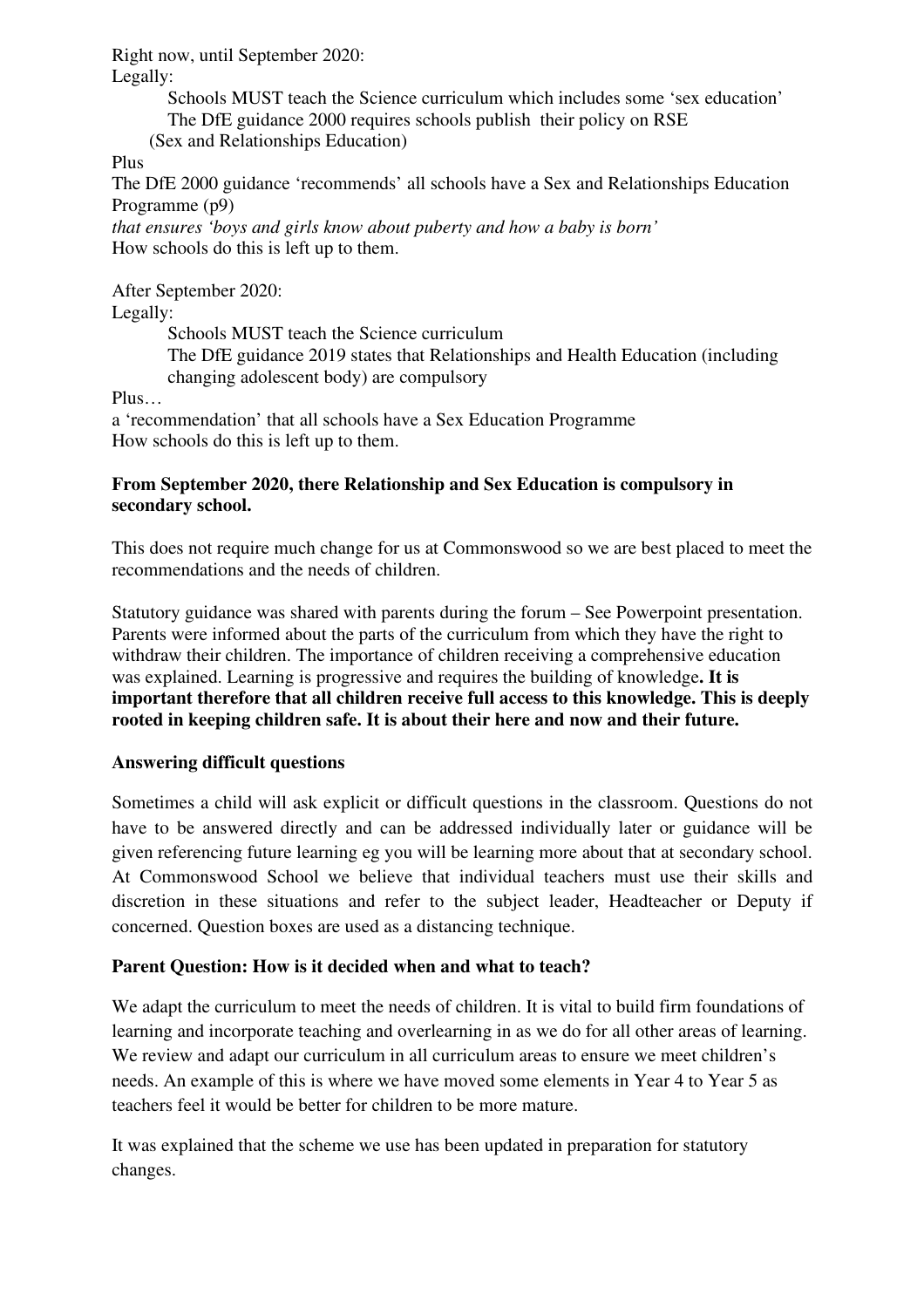Right now, until September 2020:

Legally:

Schools MUST teach the Science curriculum which includes some 'sex education'
The DfE guidance 2000 requires schools publish their policy on RSE
(Sex and Relationships Education)

Plus

The DfE 2000 guidance 'recommends' all schools have a Sex and Relationships Education Programme (p9)
*that ensures 'boys and girls know about puberty and how a baby is born'*
How schools do this is left up to them.

After September 2020:

Legally:

Schools MUST teach the Science curriculum
The DfE guidance 2019 states that Relationships and Health Education (including changing adolescent body) are compulsory

Plus…

a 'recommendation' that all schools have a Sex Education Programme
How schools do this is left up to them.

**From September 2020, there Relationship and Sex Education is compulsory in secondary school.**

This does not require much change for us at Commonswood so we are best placed to meet the recommendations and the needs of children.

Statutory guidance was shared with parents during the forum – See Powerpoint presentation. Parents were informed about the parts of the curriculum from which they have the right to withdraw their children. The importance of children receiving a comprehensive education was explained. Learning is progressive and requires the building of knowledge**. It is important therefore that all children receive full access to this knowledge. This is deeply rooted in keeping children safe. It is about their here and now and their future.**

**Answering difficult questions**

Sometimes a child will ask explicit or difficult questions in the classroom. Questions do not have to be answered directly and can be addressed individually later or guidance will be given referencing future learning eg you will be learning more about that at secondary school. At Commonswood School we believe that individual teachers must use their skills and discretion in these situations and refer to the subject leader, Headteacher or Deputy if concerned. Question boxes are used as a distancing technique.

**Parent Question: How is it decided when and what to teach?**

We adapt the curriculum to meet the needs of children. It is vital to build firm foundations of learning and incorporate teaching and overlearning in as we do for all other areas of learning. We review and adapt our curriculum in all curriculum areas to ensure we meet children's needs. An example of this is where we have moved some elements in Year 4 to Year 5 as teachers feel it would be better for children to be more mature.

It was explained that the scheme we use has been updated in preparation for statutory changes.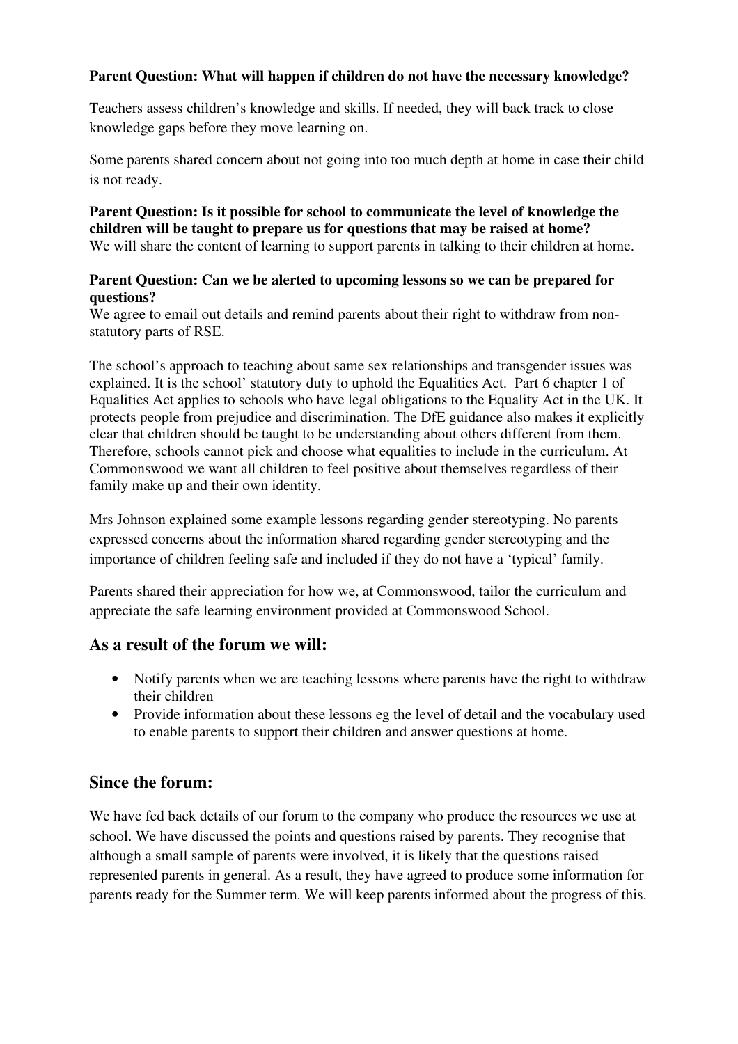**Parent Question: What will happen if children do not have the necessary knowledge?**

Teachers assess children's knowledge and skills. If needed, they will back track to close knowledge gaps before they move learning on.

Some parents shared concern about not going into too much depth at home in case their child is not ready.

**Parent Question: Is it possible for school to communicate the level of knowledge the children will be taught to prepare us for questions that may be raised at home?**
We will share the content of learning to support parents in talking to their children at home.

**Parent Question: Can we be alerted to upcoming lessons so we can be prepared for questions?**
We agree to email out details and remind parents about their right to withdraw from non-statutory parts of RSE.

The school's approach to teaching about same sex relationships and transgender issues was explained. It is the school' statutory duty to uphold the Equalities Act. Part 6 chapter 1 of Equalities Act applies to schools who have legal obligations to the Equality Act in the UK. It protects people from prejudice and discrimination. The DfE guidance also makes it explicitly clear that children should be taught to be understanding about others different from them. Therefore, schools cannot pick and choose what equalities to include in the curriculum. At Commonswood we want all children to feel positive about themselves regardless of their family make up and their own identity.

Mrs Johnson explained some example lessons regarding gender stereotyping. No parents expressed concerns about the information shared regarding gender stereotyping and the importance of children feeling safe and included if they do not have a 'typical' family.

Parents shared their appreciation for how we, at Commonswood, tailor the curriculum and appreciate the safe learning environment provided at Commonswood School.

## As a result of the forum we will:

- Notify parents when we are teaching lessons where parents have the right to withdraw their children
- Provide information about these lessons eg the level of detail and the vocabulary used to enable parents to support their children and answer questions at home.

## Since the forum:

We have fed back details of our forum to the company who produce the resources we use at school. We have discussed the points and questions raised by parents. They recognise that although a small sample of parents were involved, it is likely that the questions raised represented parents in general. As a result, they have agreed to produce some information for parents ready for the Summer term. We will keep parents informed about the progress of this.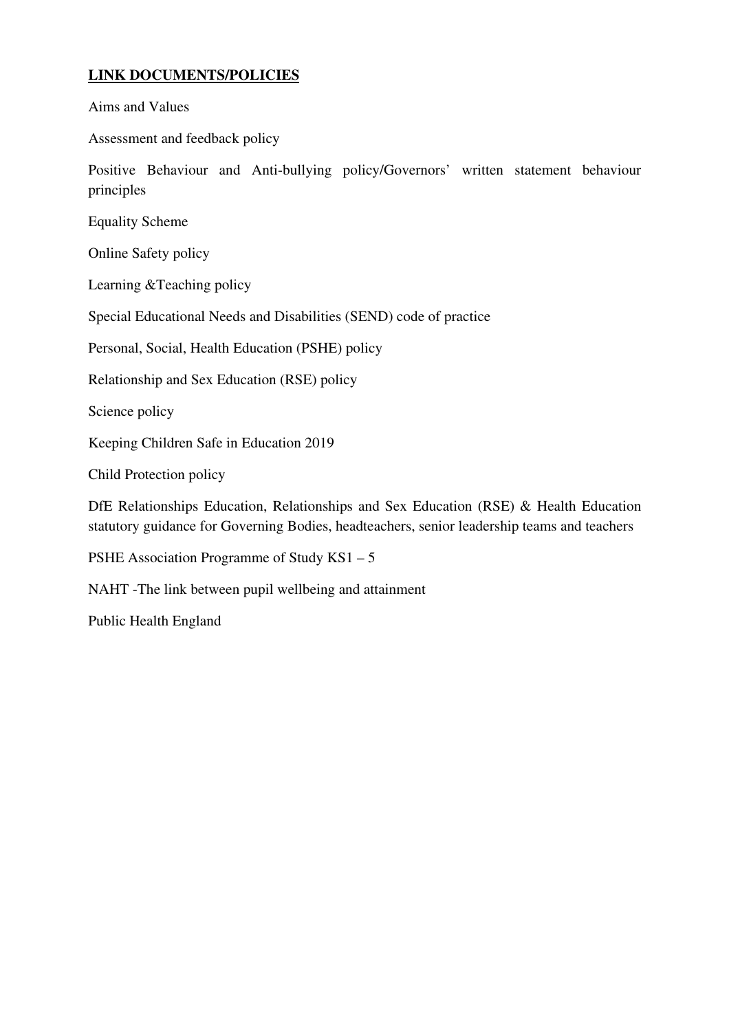**LINK DOCUMENTS/POLICIES**

Aims and Values

Assessment and feedback policy

Positive Behaviour and Anti-bullying policy/Governors' written statement behaviour principles

Equality Scheme

Online Safety policy

Learning &Teaching policy

Special Educational Needs and Disabilities (SEND) code of practice

Personal, Social, Health Education (PSHE) policy

Relationship and Sex Education (RSE) policy

Science policy

Keeping Children Safe in Education 2019

Child Protection policy

DfE Relationships Education, Relationships and Sex Education (RSE) & Health Education statutory guidance for Governing Bodies, headteachers, senior leadership teams and teachers

PSHE Association Programme of Study KS1 – 5

NAHT -The link between pupil wellbeing and attainment

Public Health England